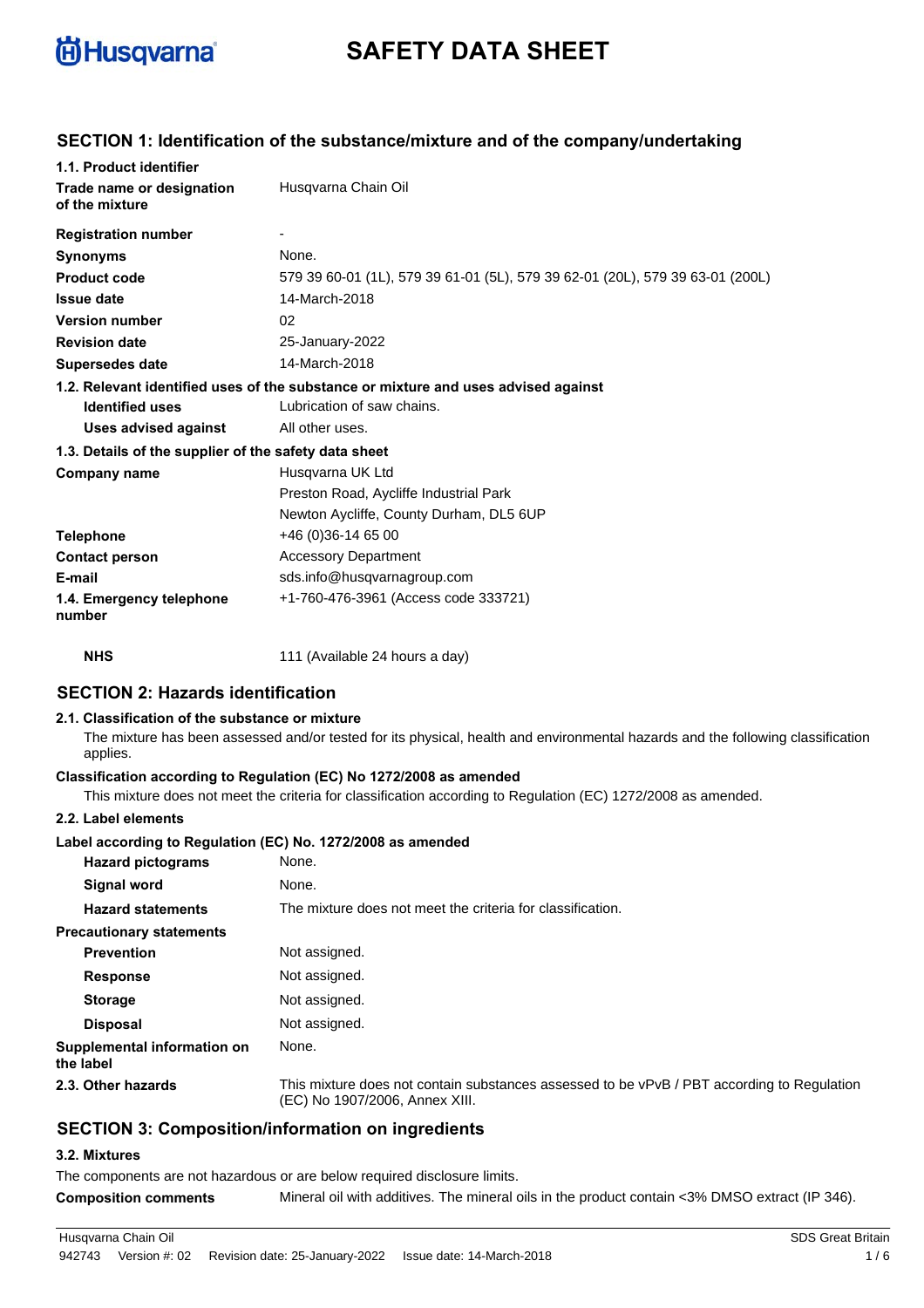Husqvarna

# SAFETY DATA SHEET

## SECTION 1: Identification of the substance/mixture and of the company/undertaking

### 1.1. Product identifier

| | |
|---|---|
| **Trade name or designation of the mixture** | Husqvarna Chain Oil |
| **Registration number** | - |
| **Synonyms** | None. |
| **Product code** | 579 39 60-01 (1L), 579 39 61-01 (5L), 579 39 62-01 (20L), 579 39 63-01 (200L) |
| **Issue date** | 14-March-2018 |
| **Version number** | 02 |
| **Revision date** | 25-January-2022 |
| **Supersedes date** | 14-March-2018 |

### 1.2. Relevant identified uses of the substance or mixture and uses advised against

| | |
|---|---|
| **Identified uses** | Lubrication of saw chains. |
| **Uses advised against** | All other uses. |

### 1.3. Details of the supplier of the safety data sheet

| | |
|---|---|
| **Company name** | Husqvarna UK Ltd<br>Preston Road, Aycliffe Industrial Park<br>Newton Aycliffe, County Durham, DL5 6UP |
| **Telephone** | +46 (0)36-14 65 00 |
| **Contact person** | Accessory Department |
| **E-mail** | sds.info@husqvarnagroup.com |
| **1.4. Emergency telephone number** | +1-760-476-3961 (Access code 333721) |
| **NHS** | 111 (Available 24 hours a day) |

## SECTION 2: Hazards identification

### 2.1. Classification of the substance or mixture

The mixture has been assessed and/or tested for its physical, health and environmental hazards and the following classification applies.

**Classification according to Regulation (EC) No 1272/2008 as amended**

This mixture does not meet the criteria for classification according to Regulation (EC) 1272/2008 as amended.

### 2.2. Label elements

**Label according to Regulation (EC) No. 1272/2008 as amended**

| | |
|---|---|
| **Hazard pictograms** | None. |
| **Signal word** | None. |
| **Hazard statements** | The mixture does not meet the criteria for classification. |
| **Precautionary statements** | |
| **Prevention** | Not assigned. |
| **Response** | Not assigned. |
| **Storage** | Not assigned. |
| **Disposal** | Not assigned. |
| **Supplemental information on the label** | None. |
| **2.3. Other hazards** | This mixture does not contain substances assessed to be vPvB / PBT according to Regulation (EC) No 1907/2006, Annex XIII. |

## SECTION 3: Composition/information on ingredients

### 3.2. Mixtures

The components are not hazardous or are below required disclosure limits.

**Composition comments** Mineral oil with additives. The mineral oils in the product contain <3% DMSO extract (IP 346).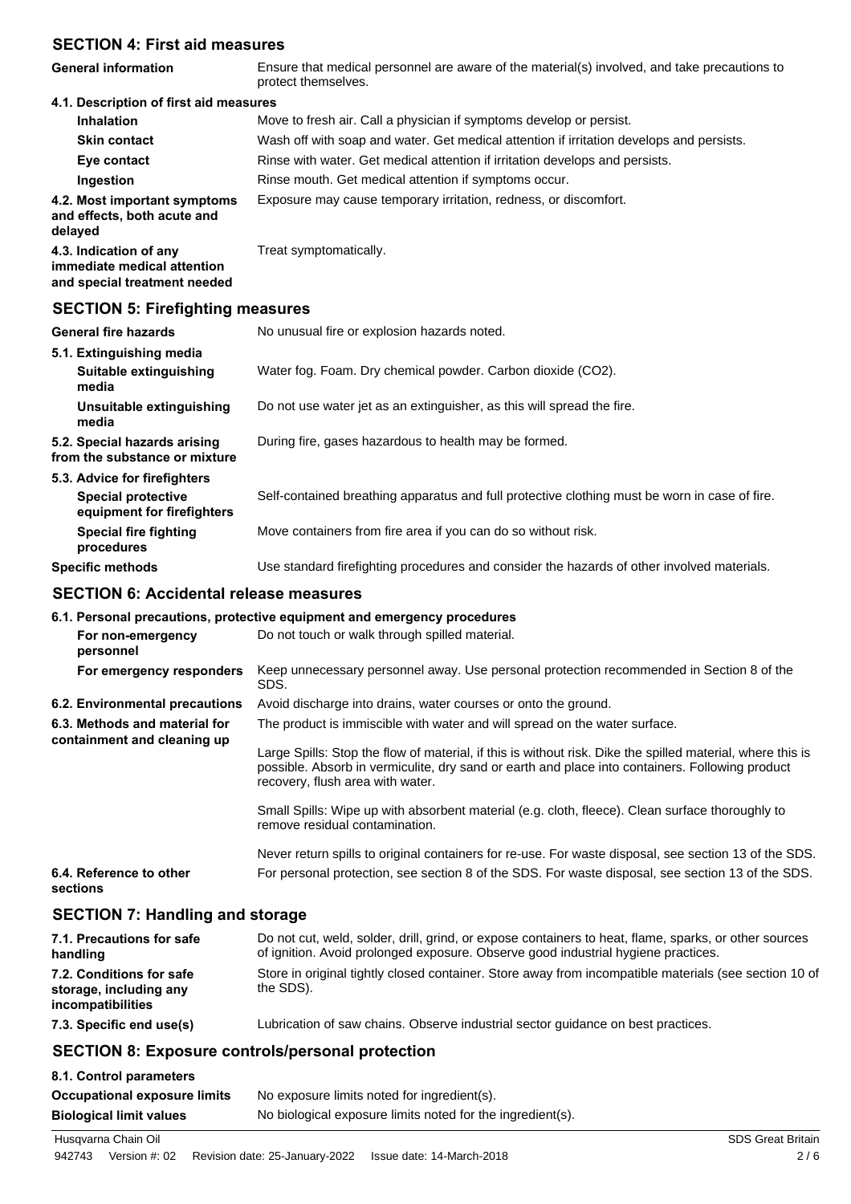## SECTION 4: First aid measures

**General information**
Ensure that medical personnel are aware of the material(s) involved, and take precautions to protect themselves.

### 4.1. Description of first aid measures

**Inhalation**
Move to fresh air. Call a physician if symptoms develop or persist.

**Skin contact**
Wash off with soap and water. Get medical attention if irritation develops and persists.

**Eye contact**
Rinse with water. Get medical attention if irritation develops and persists.

**Ingestion**
Rinse mouth. Get medical attention if symptoms occur.

**4.2. Most important symptoms and effects, both acute and delayed**
Exposure may cause temporary irritation, redness, or discomfort.

**4.3. Indication of any immediate medical attention and special treatment needed**
Treat symptomatically.

## SECTION 5: Firefighting measures

**General fire hazards**
No unusual fire or explosion hazards noted.

### 5.1. Extinguishing media

**Suitable extinguishing media**
Water fog. Foam. Dry chemical powder. Carbon dioxide ($CO_2$).

**Unsuitable extinguishing media**
Do not use water jet as an extinguisher, as this will spread the fire.

**5.2. Special hazards arising from the substance or mixture**
During fire, gases hazardous to health may be formed.

### 5.3. Advice for firefighters

**Special protective equipment for firefighters**
Self-contained breathing apparatus and full protective clothing must be worn in case of fire.

**Special fire fighting procedures**
Move containers from fire area if you can do so without risk.

**Specific methods**
Use standard firefighting procedures and consider the hazards of other involved materials.

## SECTION 6: Accidental release measures

### 6.1. Personal precautions, protective equipment and emergency procedures

**For non-emergency personnel**
Do not touch or walk through spilled material.

**For emergency responders**
Keep unnecessary personnel away. Use personal protection recommended in Section 8 of the SDS.

**6.2. Environmental precautions**
Avoid discharge into drains, water courses or onto the ground.

**6.3. Methods and material for containment and cleaning up**
The product is immiscible with water and will spread on the water surface.

Large Spills: Stop the flow of material, if this is without risk. Dike the spilled material, where this is possible. Absorb in vermiculite, dry sand or earth and place into containers. Following product recovery, flush area with water.

Small Spills: Wipe up with absorbent material (e.g. cloth, fleece). Clean surface thoroughly to remove residual contamination.

Never return spills to original containers for re-use. For waste disposal, see section 13 of the SDS.

**6.4. Reference to other sections**
For personal protection, see section 8 of the SDS. For waste disposal, see section 13 of the SDS.

## SECTION 7: Handling and storage

**7.1. Precautions for safe handling**
Do not cut, weld, solder, drill, grind, or expose containers to heat, flame, sparks, or other sources of ignition. Avoid prolonged exposure. Observe good industrial hygiene practices.

**7.2. Conditions for safe storage, including any incompatibilities**
Store in original tightly closed container. Store away from incompatible materials (see section 10 of the SDS).

**7.3. Specific end use(s)**
Lubrication of saw chains. Observe industrial sector guidance on best practices.

## SECTION 8: Exposure controls/personal protection

### 8.1. Control parameters

**Occupational exposure limits**
No exposure limits noted for ingredient(s).

**Biological limit values**
No biological exposure limits noted for the ingredient(s).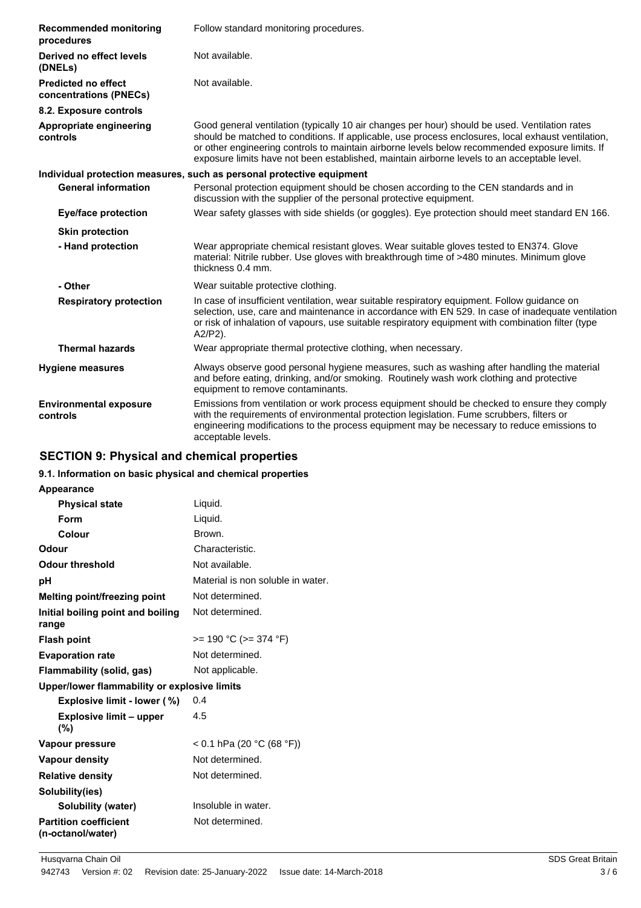| | |
|---|---|
| **Recommended monitoring procedures** | Follow standard monitoring procedures. |
| **Derived no effect levels (DNELs)** | Not available. |
| **Predicted no effect concentrations (PNECs)** | Not available. |

**8.2. Exposure controls**

| | |
|---|---|
| **Appropriate engineering controls** | Good general ventilation (typically 10 air changes per hour) should be used. Ventilation rates should be matched to conditions. If applicable, use process enclosures, local exhaust ventilation, or other engineering controls to maintain airborne levels below recommended exposure limits. If exposure limits have not been established, maintain airborne levels to an acceptable level. |

**Individual protection measures, such as personal protective equipment**

| | |
|---|---|
| **General information** | Personal protection equipment should be chosen according to the CEN standards and in discussion with the supplier of the personal protective equipment. |
| **Eye/face protection** | Wear safety glasses with side shields (or goggles). Eye protection should meet standard EN 166. |
| **Skin protection** | |
| **- Hand protection** | Wear appropriate chemical resistant gloves. Wear suitable gloves tested to EN374. Glove material: Nitrile rubber. Use gloves with breakthrough time of >480 minutes. Minimum glove thickness 0.4 mm. |
| **- Other** | Wear suitable protective clothing. |
| **Respiratory protection** | In case of insufficient ventilation, wear suitable respiratory equipment. Follow guidance on selection, use, care and maintenance in accordance with EN 529. In case of inadequate ventilation or risk of inhalation of vapours, use suitable respiratory equipment with combination filter (type A2/P2). |
| **Thermal hazards** | Wear appropriate thermal protective clothing, when necessary. |
| **Hygiene measures** | Always observe good personal hygiene measures, such as washing after handling the material and before eating, drinking, and/or smoking. Routinely wash work clothing and protective equipment to remove contaminants. |
| **Environmental exposure controls** | Emissions from ventilation or work process equipment should be checked to ensure they comply with the requirements of environmental protection legislation. Fume scrubbers, filters or engineering modifications to the process equipment may be necessary to reduce emissions to acceptable levels. |

## SECTION 9: Physical and chemical properties

**9.1. Information on basic physical and chemical properties**

| | |
|---|---|
| **Appearance** | |
| **Physical state** | Liquid. |
| **Form** | Liquid. |
| **Colour** | Brown. |
| **Odour** | Characteristic. |
| **Odour threshold** | Not available. |
| **pH** | Material is non soluble in water. |
| **Melting point/freezing point** | Not determined. |
| **Initial boiling point and boiling range** | Not determined. |
| **Flash point** | >= 190 °C (>= 374 °F) |
| **Evaporation rate** | Not determined. |
| **Flammability (solid, gas)** | Not applicable. |
| **Upper/lower flammability or explosive limits** | |
| **Explosive limit - lower (%)** | 0.4 |
| **Explosive limit – upper (%)** | 4.5 |
| **Vapour pressure** | < 0.1 hPa (20 °C (68 °F)) |
| **Vapour density** | Not determined. |
| **Relative density** | Not determined. |
| **Solubility(ies)** | |
| **Solubility (water)** | Insoluble in water. |
| **Partition coefficient (n-octanol/water)** | Not determined. |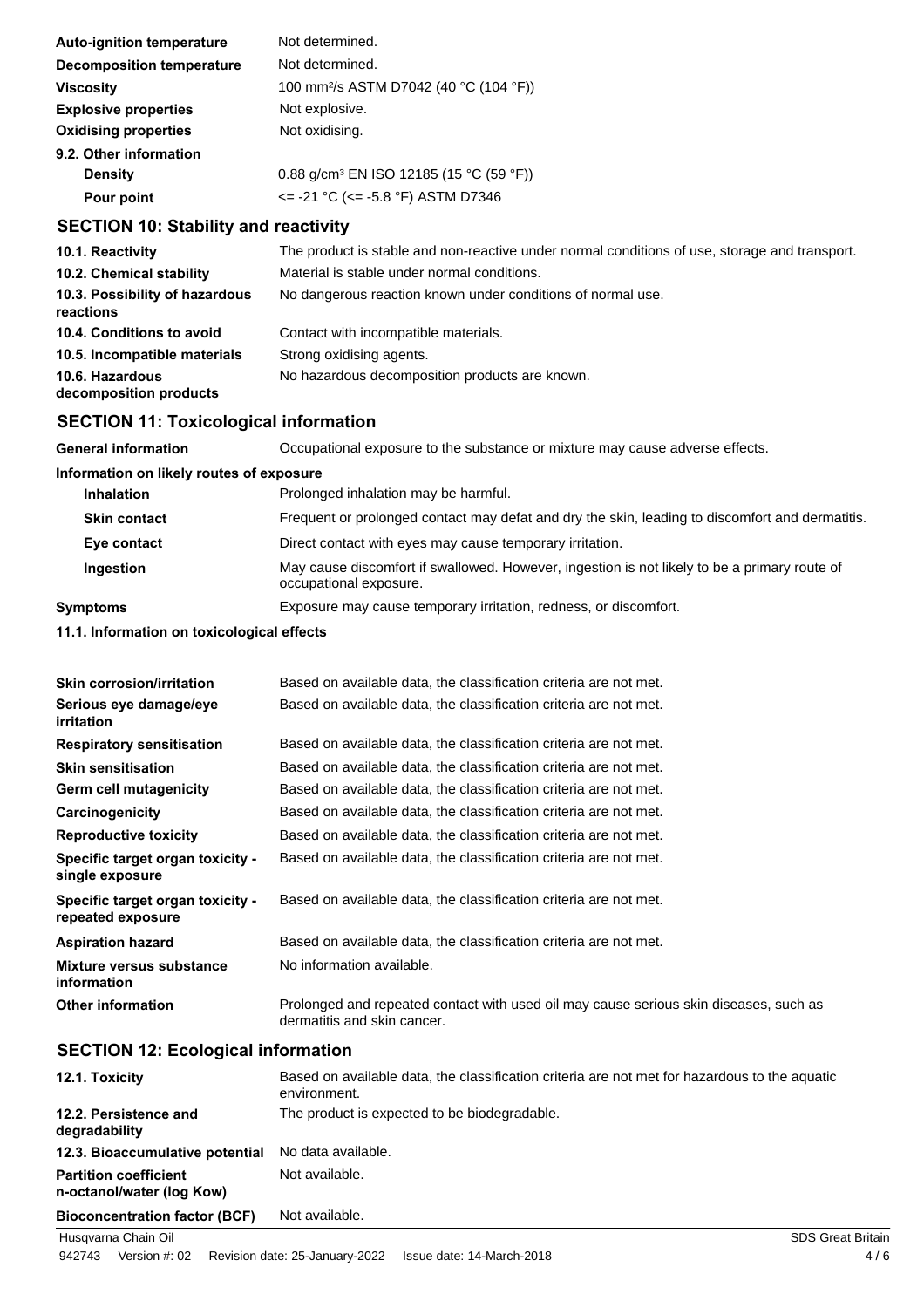| | |
|---|---|
| **Auto-ignition temperature** | Not determined. |
| **Decomposition temperature** | Not determined. |
| **Viscosity** | 100 $mm^2/s$ ASTM D7042 (40 °C (104 °F)) |
| **Explosive properties** | Not explosive. |
| **Oxidising properties** | Not oxidising. |
| **9.2. Other information** | |
| **Density** | 0.88 $g/cm^3$ EN ISO 12185 (15 °C (59 °F)) |
| **Pour point** | <= -21 °C (<= -5.8 °F) ASTM D7346 |

## SECTION 10: Stability and reactivity

| | |
|---|---|
| **10.1. Reactivity** | The product is stable and non-reactive under normal conditions of use, storage and transport. |
| **10.2. Chemical stability** | Material is stable under normal conditions. |
| **10.3. Possibility of hazardous reactions** | No dangerous reaction known under conditions of normal use. |
| **10.4. Conditions to avoid** | Contact with incompatible materials. |
| **10.5. Incompatible materials** | Strong oxidising agents. |
| **10.6. Hazardous decomposition products** | No hazardous decomposition products are known. |

## SECTION 11: Toxicological information

| | |
|---|---|
| **General information** | Occupational exposure to the substance or mixture may cause adverse effects. |
| **Information on likely routes of exposure** | |
| **Inhalation** | Prolonged inhalation may be harmful. |
| **Skin contact** | Frequent or prolonged contact may defat and dry the skin, leading to discomfort and dermatitis. |
| **Eye contact** | Direct contact with eyes may cause temporary irritation. |
| **Ingestion** | May cause discomfort if swallowed. However, ingestion is not likely to be a primary route of occupational exposure. |
| **Symptoms** | Exposure may cause temporary irritation, redness, or discomfort. |

**11.1. Information on toxicological effects**

| | |
|---|---|
| **Skin corrosion/irritation** | Based on available data, the classification criteria are not met. |
| **Serious eye damage/eye irritation** | Based on available data, the classification criteria are not met. |
| **Respiratory sensitisation** | Based on available data, the classification criteria are not met. |
| **Skin sensitisation** | Based on available data, the classification criteria are not met. |
| **Germ cell mutagenicity** | Based on available data, the classification criteria are not met. |
| **Carcinogenicity** | Based on available data, the classification criteria are not met. |
| **Reproductive toxicity** | Based on available data, the classification criteria are not met. |
| **Specific target organ toxicity - single exposure** | Based on available data, the classification criteria are not met. |
| **Specific target organ toxicity - repeated exposure** | Based on available data, the classification criteria are not met. |
| **Aspiration hazard** | Based on available data, the classification criteria are not met. |
| **Mixture versus substance information** | No information available. |
| **Other information** | Prolonged and repeated contact with used oil may cause serious skin diseases, such as dermatitis and skin cancer. |

## SECTION 12: Ecological information

| | |
|---|---|
| **12.1. Toxicity** | Based on available data, the classification criteria are not met for hazardous to the aquatic environment. |
| **12.2. Persistence and degradability** | The product is expected to be biodegradable. |
| **12.3. Bioaccumulative potential** | No data available. |
| **Partition coefficient n-octanol/water (log Kow)** | Not available. |
| **Bioconcentration factor (BCF)** | Not available. |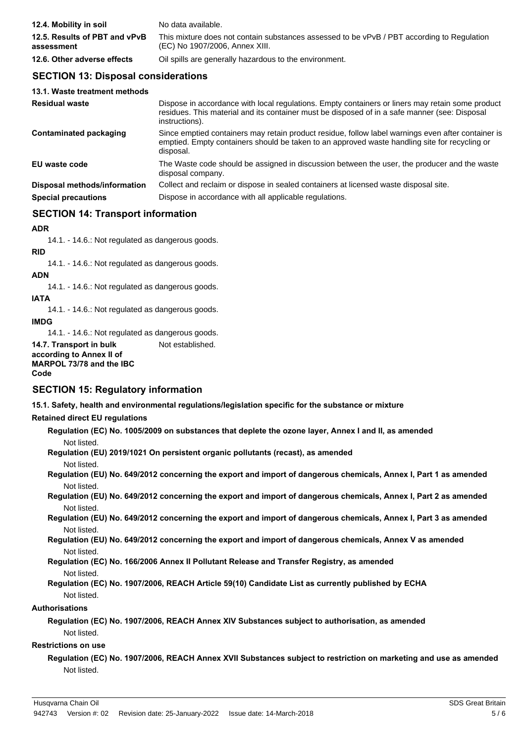| | |
|---|---|
| **12.4. Mobility in soil** | No data available. |
| **12.5. Results of PBT and vPvB assessment** | This mixture does not contain substances assessed to be vPvB / PBT according to Regulation (EC) No 1907/2006, Annex XIII. |
| **12.6. Other adverse effects** | Oil spills are generally hazardous to the environment. |

## SECTION 13: Disposal considerations

**13.1. Waste treatment methods**

| | |
|---|---|
| **Residual waste** | Dispose in accordance with local regulations. Empty containers or liners may retain some product residues. This material and its container must be disposed of in a safe manner (see: Disposal instructions). |
| **Contaminated packaging** | Since emptied containers may retain product residue, follow label warnings even after container is emptied. Empty containers should be taken to an approved waste handling site for recycling or disposal. |
| **EU waste code** | The Waste code should be assigned in discussion between the user, the producer and the waste disposal company. |
| **Disposal methods/information** | Collect and reclaim or dispose in sealed containers at licensed waste disposal site. |
| **Special precautions** | Dispose in accordance with all applicable regulations. |

## SECTION 14: Transport information

**ADR**

14.1. - 14.6.: Not regulated as dangerous goods.

**RID**

14.1. - 14.6.: Not regulated as dangerous goods.

**ADN**

14.1. - 14.6.: Not regulated as dangerous goods.

**IATA**

14.1. - 14.6.: Not regulated as dangerous goods.

**IMDG**

14.1. - 14.6.: Not regulated as dangerous goods.

| | |
|---|---|
| **14.7. Transport in bulk according to Annex II of MARPOL 73/78 and the IBC Code** | Not established. |

## SECTION 15: Regulatory information

**15.1. Safety, health and environmental regulations/legislation specific for the substance or mixture**

**Retained direct EU regulations**

**Regulation (EC) No. 1005/2009 on substances that deplete the ozone layer, Annex I and II, as amended**

Not listed.

**Regulation (EU) 2019/1021 On persistent organic pollutants (recast), as amended**

Not listed.

**Regulation (EU) No. 649/2012 concerning the export and import of dangerous chemicals, Annex I, Part 1 as amended**

Not listed.

**Regulation (EU) No. 649/2012 concerning the export and import of dangerous chemicals, Annex I, Part 2 as amended**

Not listed.

**Regulation (EU) No. 649/2012 concerning the export and import of dangerous chemicals, Annex I, Part 3 as amended**

Not listed.

**Regulation (EU) No. 649/2012 concerning the export and import of dangerous chemicals, Annex V as amended**

Not listed.

**Regulation (EC) No. 166/2006 Annex II Pollutant Release and Transfer Registry, as amended**

Not listed.

**Regulation (EC) No. 1907/2006, REACH Article 59(10) Candidate List as currently published by ECHA**

Not listed.

**Authorisations**

**Regulation (EC) No. 1907/2006, REACH Annex XIV Substances subject to authorisation, as amended**

Not listed.

**Restrictions on use**

**Regulation (EC) No. 1907/2006, REACH Annex XVII Substances subject to restriction on marketing and use as amended**

Not listed.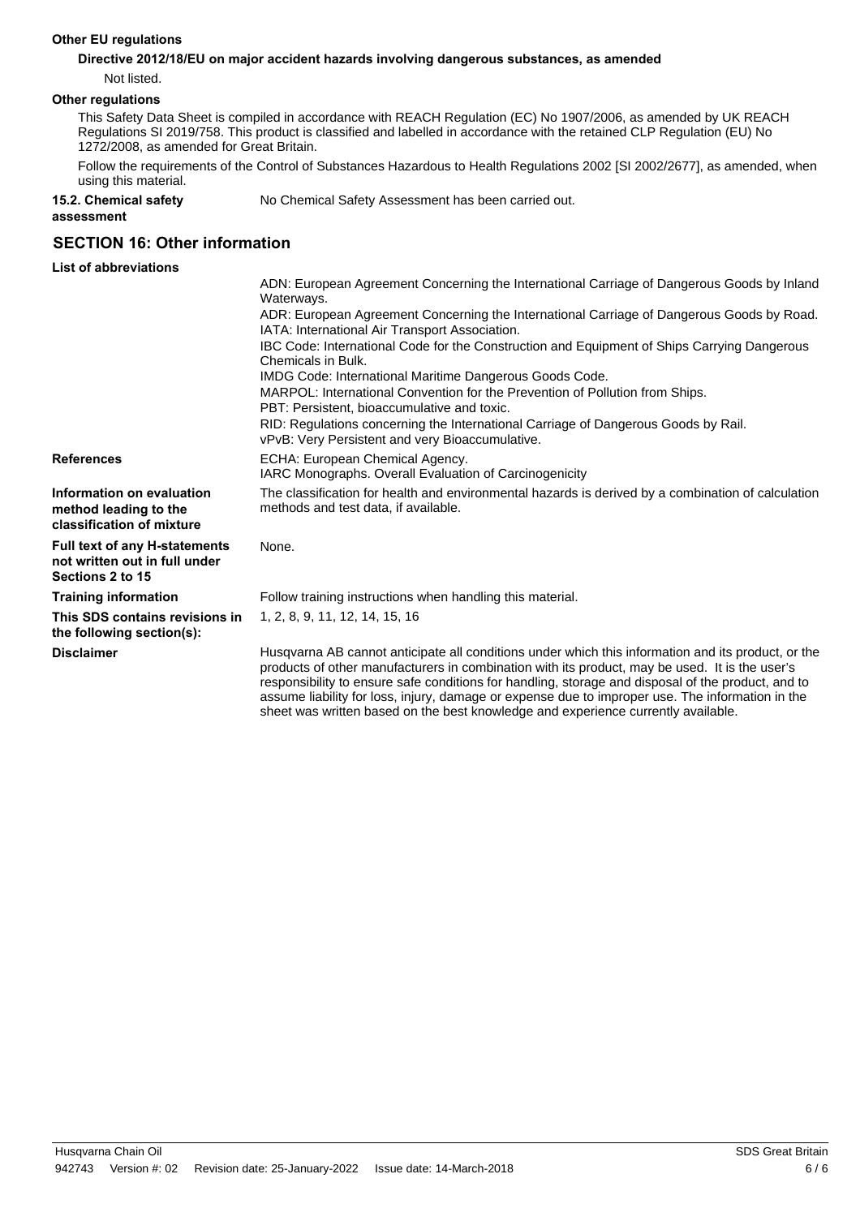**Other EU regulations**

**Directive 2012/18/EU on major accident hazards involving dangerous substances, as amended**

Not listed.

**Other regulations**

This Safety Data Sheet is compiled in accordance with REACH Regulation (EC) No 1907/2006, as amended by UK REACH Regulations SI 2019/758. This product is classified and labelled in accordance with the retained CLP Regulation (EU) No 1272/2008, as amended for Great Britain.

Follow the requirements of the Control of Substances Hazardous to Health Regulations 2002 [SI 2002/2677], as amended, when using this material.

**15.2. Chemical safety assessment** No Chemical Safety Assessment has been carried out.

## SECTION 16: Other information

**List of abbreviations**

ADN: European Agreement Concerning the International Carriage of Dangerous Goods by Inland Waterways.
ADR: European Agreement Concerning the International Carriage of Dangerous Goods by Road.
IATA: International Air Transport Association.
IBC Code: International Code for the Construction and Equipment of Ships Carrying Dangerous Chemicals in Bulk.
IMDG Code: International Maritime Dangerous Goods Code.
MARPOL: International Convention for the Prevention of Pollution from Ships.
PBT: Persistent, bioaccumulative and toxic.
RID: Regulations concerning the International Carriage of Dangerous Goods by Rail.
vPvB: Very Persistent and very Bioaccumulative.

**References**

ECHA: European Chemical Agency.
IARC Monographs. Overall Evaluation of Carcinogenicity

**Information on evaluation method leading to the classification of mixture**

The classification for health and environmental hazards is derived by a combination of calculation methods and test data, if available.

**Full text of any H-statements not written out in full under Sections 2 to 15**

None.

**Training information**

Follow training instructions when handling this material.

**This SDS contains revisions in the following section(s):**

1, 2, 8, 9, 11, 12, 14, 15, 16

**Disclaimer**

Husqvarna AB cannot anticipate all conditions under which this information and its product, or the products of other manufacturers in combination with its product, may be used. It is the user's responsibility to ensure safe conditions for handling, storage and disposal of the product, and to assume liability for loss, injury, damage or expense due to improper use. The information in the sheet was written based on the best knowledge and experience currently available.